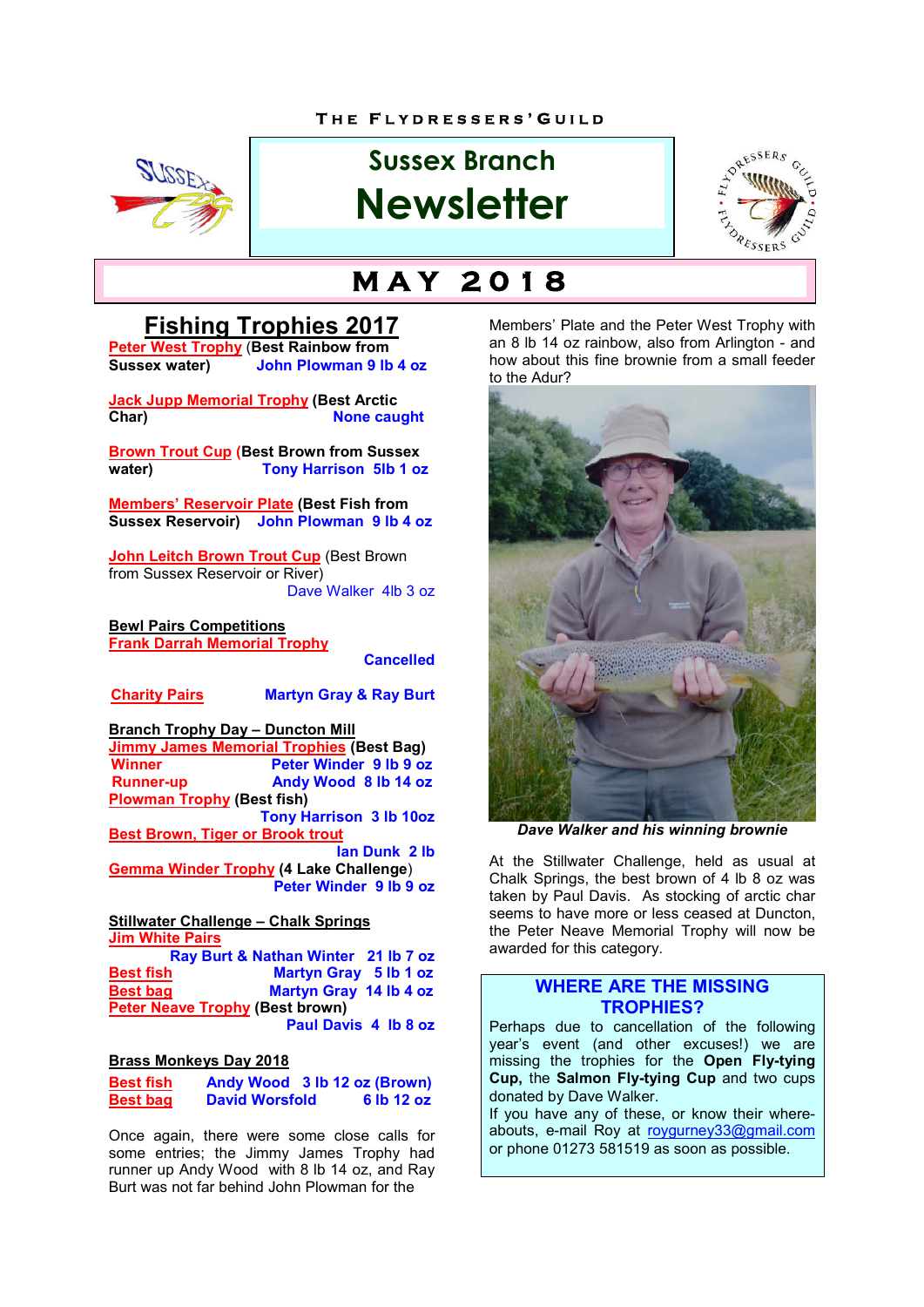THE FLYDRESSERS' GUILD

# Sussex Branch Newsletter

## MAY 2018

## Fishing Trophies 2017

**Peter West Trophy** (**Best Rainbow from Sussex water**) **John Plowman 9 lb 4 oz**

**Jack Jupp Memorial Trophy** (**Best Arctic Char**) **None caught**

**Brown Trout Cup** (**Best Brown from Sussex water**) **Tony Harrison 5lb 1 oz**

**Members' Reservoir Plate** (**Best Fish from Sussex Reservoir**) **John Plowman 9 lb 4 oz**

**John Leitch Brown Trout Cup** (Best Brown from Sussex Reservoir or River) Dave Walker 4lb 3 oz

**Bewl Pairs Competitions**

**Frank Darrah Memorial Trophy** **Cancelled**

**Charity Pairs** **Martyn Gray & Ray Burt**

**Branch Trophy Day – Duncton Mill**

**Jimmy James Memorial Trophies** (**Best Bag**)

**Winner** **Peter Winder 9 lb 9 oz**

**Runner-up** **Andy Wood 8 lb 14 oz**

**Plowman Trophy** (**Best fish**) **Tony Harrison 3 lb 10oz**

**Best Brown, Tiger or Brook trout** **Ian Dunk 2 lb**

**Gemma Winder Trophy** (**4 Lake Challenge**) **Peter Winder 9 lb 9 oz**

**Stillwater Challenge – Chalk Springs**

**Jim White Pairs**

**Ray Burt & Nathan Winter 21 lb 7 oz**

**Best fish** **Martyn Gray 5 lb 1 oz**

**Best bag** **Martyn Gray 14 lb 4 oz**

**Peter Neave Trophy** (**Best brown**) **Paul Davis 4 lb 8 oz**

**Brass Monkeys Day 2018**

**Best fish** **Andy Wood 3 lb 12 oz (Brown)**

**Best bag** **David Worsfold 6 lb 12 oz**

Once again, there were some close calls for some entries; the Jimmy James Trophy had runner up Andy Wood with 8 lb 14 oz, and Ray Burt was not far behind John Plowman for the Members' Plate and the Peter West Trophy with an 8 lb 14 oz rainbow, also from Arlington - and how about this fine brownie from a small feeder to the Adur?

***Dave Walker and his winning brownie***

At the Stillwater Challenge, held as usual at Chalk Springs, the best brown of 4 lb 8 oz was taken by Paul Davis. As stocking of arctic char seems to have more or less ceased at Duncton, the Peter Neave Memorial Trophy will now be awarded for this category.

### WHERE ARE THE MISSING TROPHIES?

Perhaps due to cancellation of the following year's event (and other excuses!) we are missing the trophies for the **Open Fly-tying Cup,** the **Salmon Fly-tying Cup** and two cups donated by Dave Walker.

If you have any of these, or know their whereabouts, e-mail Roy at roygurney33@gmail.com or phone 01273 581519 as soon as possible.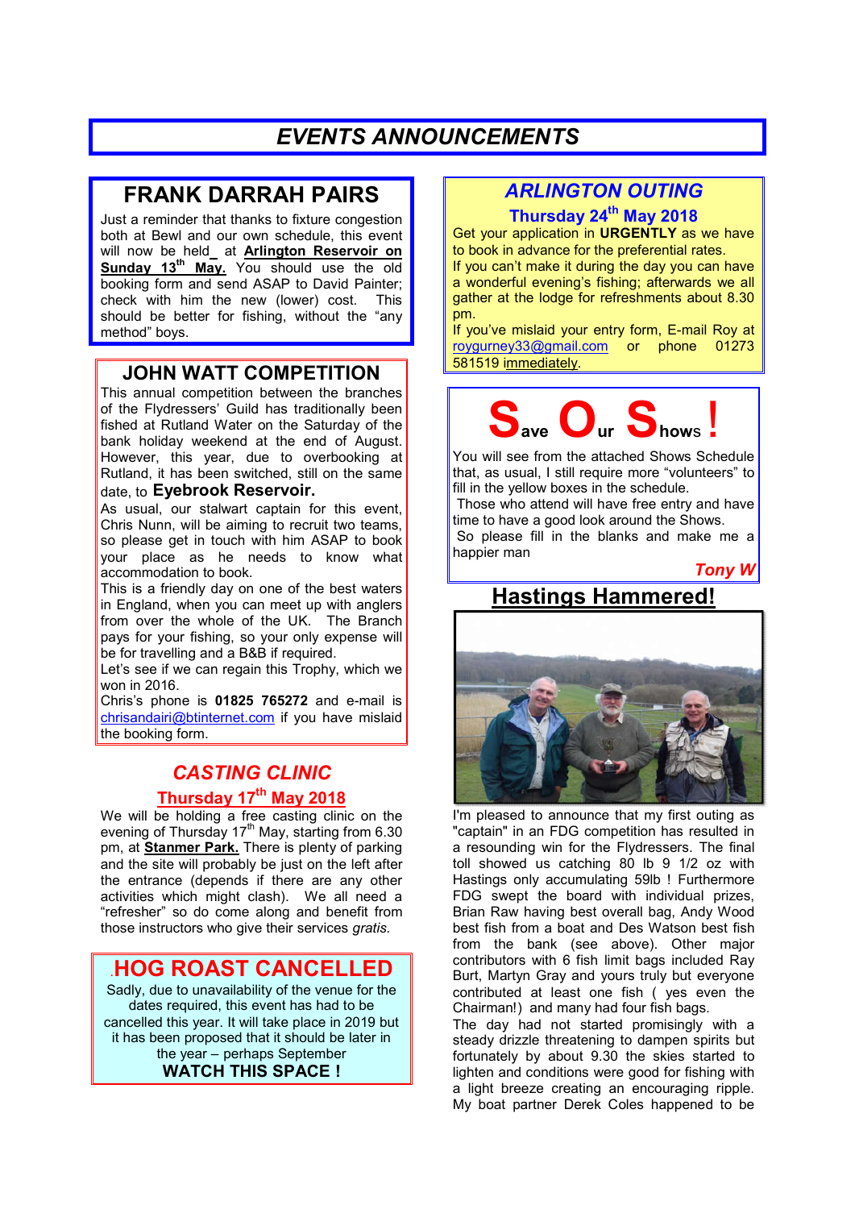# EVENTS ANNOUNCEMENTS

## FRANK DARRAH PAIRS

Just a reminder that thanks to fixture congestion both at Bewl and our own schedule, this event will now be held at **Arlington Reservoir on Sunday 13th May.** You should use the old booking form and send ASAP to David Painter; check with him the new (lower) cost. This should be better for fishing, without the "any method" boys.

## JOHN WATT COMPETITION

This annual competition between the branches of the Flydressers' Guild has traditionally been fished at Rutland Water on the Saturday of the bank holiday weekend at the end of August. However, this year, due to overbooking at Rutland, it has been switched, still on the same date, to **Eyebrook Reservoir.**

As usual, our stalwart captain for this event, Chris Nunn, will be aiming to recruit two teams, so please get in touch with him ASAP to book your place as he needs to know what accommodation to book.

This is a friendly day on one of the best waters in England, when you can meet up with anglers from over the whole of the UK. The Branch pays for your fishing, so your only expense will be for travelling and a B&B if required.

Let's see if we can regain this Trophy, which we won in 2016.

Chris's phone is **01825 765272** and e-mail is chrisandairi@btinternet.com if you have mislaid the booking form.

## *CASTING CLINIC*

### Thursday 17th May 2018

We will be holding a free casting clinic on the evening of Thursday 17th May, starting from 6.30 pm, at **Stanmer Park.** There is plenty of parking and the site will probably be just on the left after the entrance (depends if there are any other activities which might clash). We all need a "refresher" so do come along and benefit from those instructors who give their services *gratis.*

## HOG ROAST CANCELLED

Sadly, due to unavailability of the venue for the dates required, this event has had to be cancelled this year. It will take place in 2019 but it has been proposed that it should be later in the year – perhaps September

**WATCH THIS SPACE !**

## *ARLINGTON OUTING*

### Thursday 24th May 2018

Get your application in **URGENTLY** as we have to book in advance for the preferential rates.

If you can't make it during the day you can have a wonderful evening's fishing; afterwards we all gather at the lodge for refreshments about 8.30 pm.

If you've mislaid your entry form, E-mail Roy at roygurney33@gmail.com or phone 01273 581519 immediately.

## Save Our Shows !

You will see from the attached Shows Schedule that, as usual, I still require more "volunteers" to fill in the yellow boxes in the schedule.

Those who attend will have free entry and have time to have a good look around the Shows.

So please fill in the blanks and make me a happier man

*Tony W*

## Hastings Hammered!

I'm pleased to announce that my first outing as "captain" in an FDG competition has resulted in a resounding win for the Flydressers. The final toll showed us catching 80 lb 9 1/2 oz with Hastings only accumulating 59lb ! Furthermore FDG swept the board with individual prizes, Brian Raw having best overall bag, Andy Wood best fish from a boat and Des Watson best fish from the bank (see above). Other major contributors with 6 fish limit bags included Ray Burt, Martyn Gray and yours truly but everyone contributed at least one fish ( yes even the Chairman!) and many had four fish bags.

The day had not started promisingly with a steady drizzle threatening to dampen spirits but fortunately by about 9.30 the skies started to lighten and conditions were good for fishing with a light breeze creating an encouraging ripple. My boat partner Derek Coles happened to be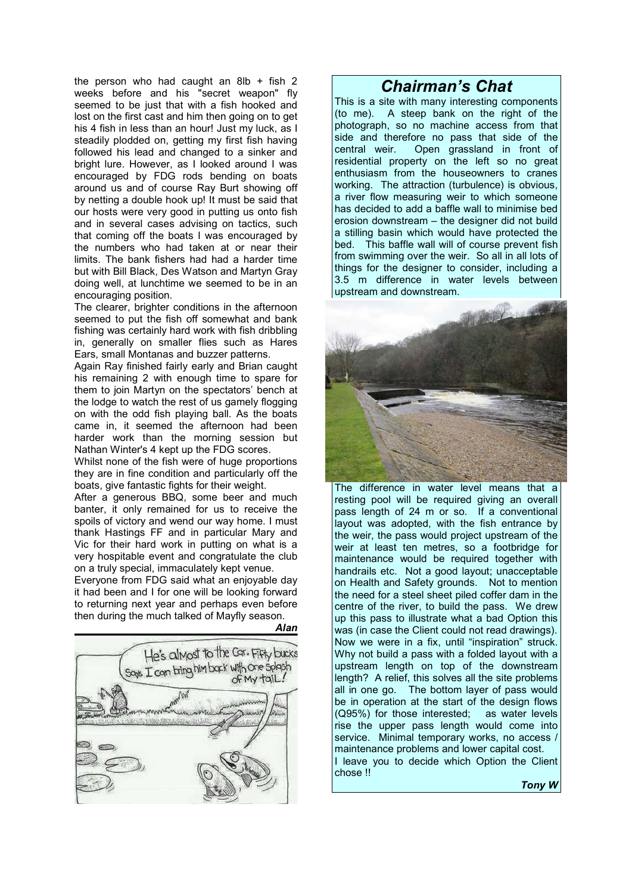the person who had caught an 8lb + fish 2 weeks before and his "secret weapon" fly seemed to be just that with a fish hooked and lost on the first cast and him then going on to get his 4 fish in less than an hour! Just my luck, as I steadily plodded on, getting my first fish having followed his lead and changed to a sinker and bright lure. However, as I looked around I was encouraged by FDG rods bending on boats around us and of course Ray Burt showing off by netting a double hook up! It must be said that our hosts were very good in putting us onto fish and in several cases advising on tactics, such that coming off the boats I was encouraged by the numbers who had taken at or near their limits. The bank fishers had had a harder time but with Bill Black, Des Watson and Martyn Gray doing well, at lunchtime we seemed to be in an encouraging position.

The clearer, brighter conditions in the afternoon seemed to put the fish off somewhat and bank fishing was certainly hard work with fish dribbling in, generally on smaller flies such as Hares Ears, small Montanas and buzzer patterns.

Again Ray finished fairly early and Brian caught his remaining 2 with enough time to spare for them to join Martyn on the spectators' bench at the lodge to watch the rest of us gamely flogging on with the odd fish playing ball. As the boats came in, it seemed the afternoon had been harder work than the morning session but Nathan Winter's 4 kept up the FDG scores.

Whilst none of the fish were of huge proportions they are in fine condition and particularly off the boats, give fantastic fights for their weight.

After a generous BBQ, some beer and much banter, it only remained for us to receive the spoils of victory and wend our way home. I must thank Hastings FF and in particular Mary and Vic for their hard work in putting on what is a very hospitable event and congratulate the club on a truly special, immaculately kept venue.

Everyone from FDG said what an enjoyable day it had been and I for one will be looking forward to returning next year and perhaps even before then during the much talked of Mayfly season.

***Alan***

# *Chairman's Chat*

This is a site with many interesting components (to me). A steep bank on the right of the photograph, so no machine access from that side and therefore no pass that side of the central weir. Open grassland in front of residential property on the left so no great enthusiasm from the houseowners to cranes working. The attraction (turbulence) is obvious, a river flow measuring weir to which someone has decided to add a baffle wall to minimise bed erosion downstream – the designer did not build a stilling basin which would have protected the bed. This baffle wall will of course prevent fish from swimming over the weir. So all in all lots of things for the designer to consider, including a 3.5 m difference in water levels between upstream and downstream.

The difference in water level means that a resting pool will be required giving an overall pass length of 24 m or so. If a conventional layout was adopted, with the fish entrance by the weir, the pass would project upstream of the weir at least ten metres, so a footbridge for maintenance would be required together with handrails etc. Not a good layout; unacceptable on Health and Safety grounds. Not to mention the need for a steel sheet piled coffer dam in the centre of the river, to build the pass. We drew up this pass to illustrate what a bad Option this was (in case the Client could not read drawings). Now we were in a fix, until "inspiration" struck. Why not build a pass with a folded layout with a upstream length on top of the downstream length? A relief, this solves all the site problems all in one go. The bottom layer of pass would be in operation at the start of the design flows (Q95%) for those interested; as water levels rise the upper pass length would come into service. Minimal temporary works, no access / maintenance problems and lower capital cost.

I leave you to decide which Option the Client chose !!

***Tony W***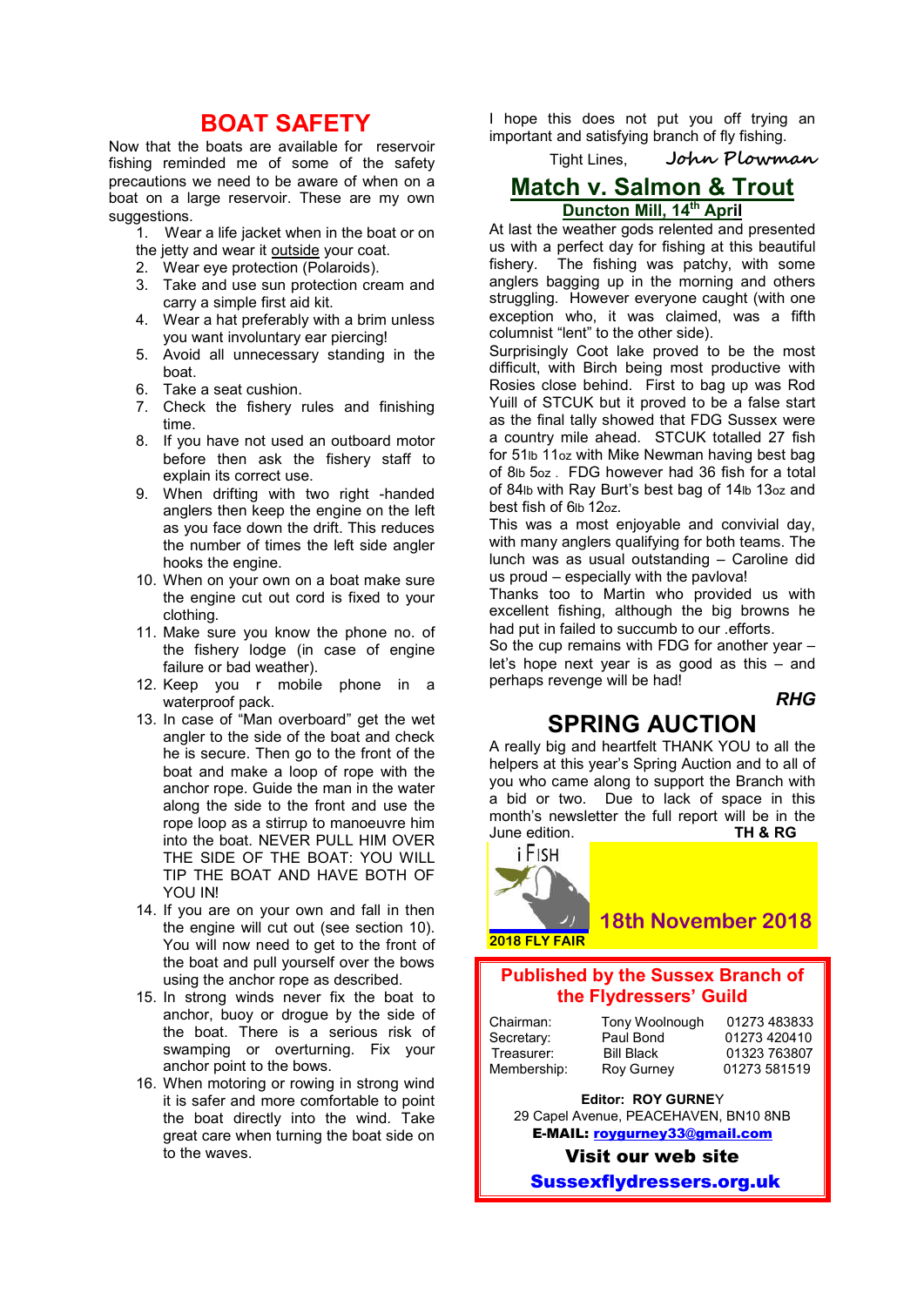# BOAT SAFETY

Now that the boats are available for reservoir fishing reminded me of some of the safety precautions we need to be aware of when on a boat on a large reservoir. These are my own suggestions.

1. Wear a life jacket when in the boat or on the jetty and wear it outside your coat.
2. Wear eye protection (Polaroids).
3. Take and use sun protection cream and carry a simple first aid kit.
4. Wear a hat preferably with a brim unless you want involuntary ear piercing!
5. Avoid all unnecessary standing in the boat.
6. Take a seat cushion.
7. Check the fishery rules and finishing time.
8. If you have not used an outboard motor before then ask the fishery staff to explain its correct use.
9. When drifting with two right -handed anglers then keep the engine on the left as you face down the drift. This reduces the number of times the left side angler hooks the engine.
10. When on your own on a boat make sure the engine cut out cord is fixed to your clothing.
11. Make sure you know the phone no. of the fishery lodge (in case of engine failure or bad weather).
12. Keep you r mobile phone in a waterproof pack.
13. In case of "Man overboard" get the wet angler to the side of the boat and check he is secure. Then go to the front of the boat and make a loop of rope with the anchor rope. Guide the man in the water along the side to the front and use the rope loop as a stirrup to manoeuvre him into the boat. NEVER PULL HIM OVER THE SIDE OF THE BOAT: YOU WILL TIP THE BOAT AND HAVE BOTH OF YOU IN!
14. If you are on your own and fall in then the engine will cut out (see section 10). You will now need to get to the front of the boat and pull yourself over the bows using the anchor rope as described.
15. In strong winds never fix the boat to anchor, buoy or drogue by the side of the boat. There is a serious risk of swamping or overturning. Fix your anchor point to the bows.
16. When motoring or rowing in strong wind it is safer and more comfortable to point the boat directly into the wind. Take great care when turning the boat side on to the waves.

I hope this does not put you off trying an important and satisfying branch of fly fishing.

Tight Lines, *John Plowman*

# Match v. Salmon & Trout

## Duncton Mill, 14th April

At last the weather gods relented and presented us with a perfect day for fishing at this beautiful fishery. The fishing was patchy, with some anglers bagging up in the morning and others struggling. However everyone caught (with one exception who, it was claimed, was a fifth columnist "lent" to the other side).

Surprisingly Coot lake proved to be the most difficult, with Birch being most productive with Rosies close behind. First to bag up was Rod Yuill of STCUK but it proved to be a false start as the final tally showed that FDG Sussex were a country mile ahead. STCUK totalled 27 fish for 51lb 11oz with Mike Newman having best bag of 8lb 5oz . FDG however had 36 fish for a total of 84lb with Ray Burt's best bag of 14lb 13oz and best fish of 6lb 12oz.

This was a most enjoyable and convivial day, with many anglers qualifying for both teams. The lunch was as usual outstanding – Caroline did us proud – especially with the pavlova!

Thanks too to Martin who provided us with excellent fishing, although the big browns he had put in failed to succumb to our .efforts.

So the cup remains with FDG for another year – let's hope next year is as good as this – and perhaps revenge will be had!

***RHG***

# SPRING AUCTION

A really big and heartfelt THANK YOU to all the helpers at this year's Spring Auction and to all of you who came along to support the Branch with a bid or two. Due to lack of space in this month's newsletter the full report will be in the June edition. **TH & RG**

i FISH

**2018 FLY FAIR**

**18th November 2018**

**Published by the Sussex Branch of the Flydressers' Guild**

| | | |
|---|---|---|
| Chairman: | Tony Woolnough | 01273 483833 |
| Secretary: | Paul Bond | 01273 420410 |
| Treasurer: | Bill Black | 01323 763807 |
| Membership: | Roy Gurney | 01273 581519 |

**Editor: ROY GURNEY**
29 Capel Avenue, PEACEHAVEN, BN10 8NB
**E-MAIL: roygurney33@gmail.com**

**Visit our web site**

**Sussexflydressers.org.uk**